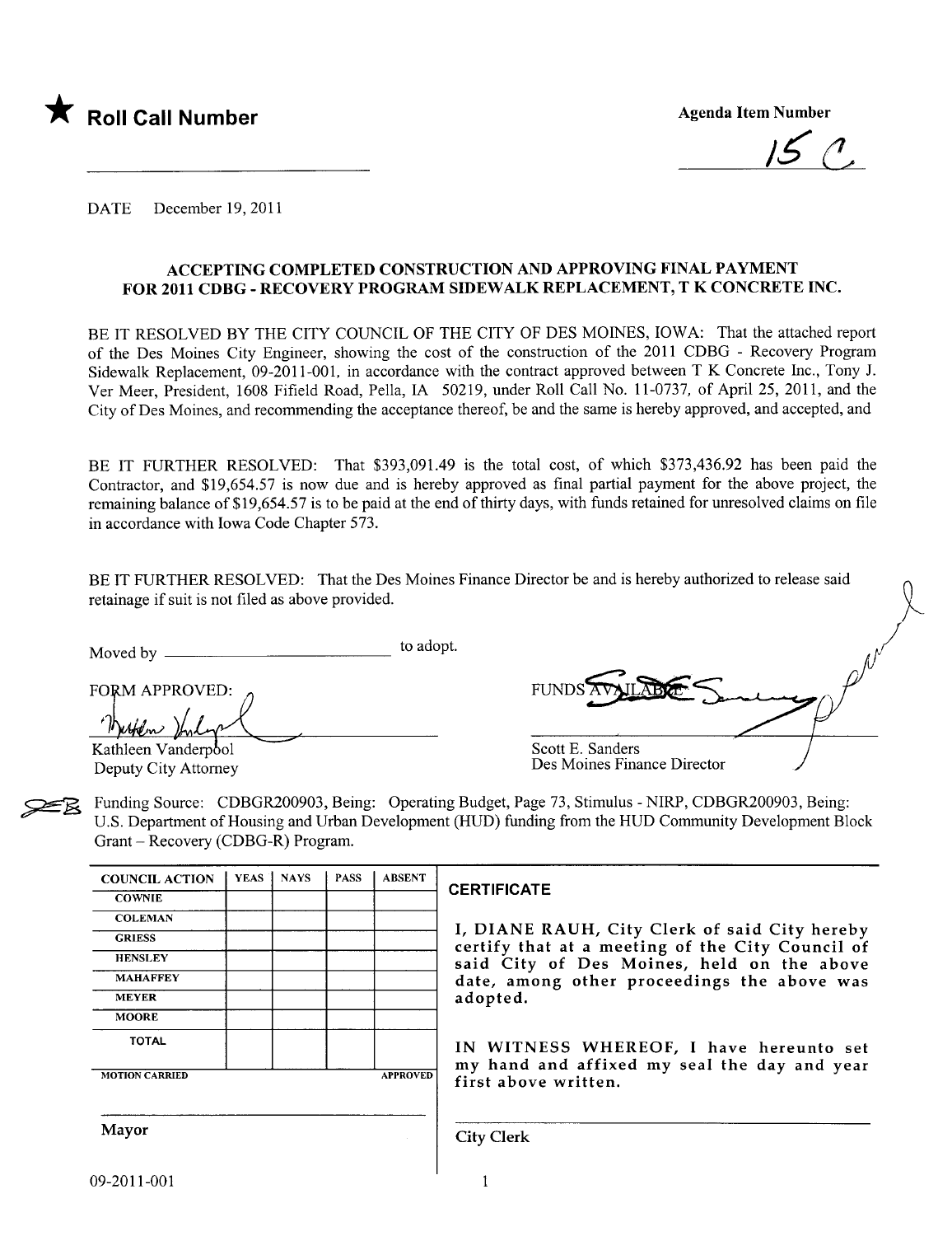★ **Roll Call Number**

**Agenda Item Number**

15 C.

DATE December 19, 2011

## ACCEPTING COMPLETED CONSTRUCTION AND APPROVING FINAL PAYMENT FOR 2011 CDBG - RECOVERY PROGRAM SIDEWALK REPLACEMENT, T K CONCRETE INC.

BE IT RESOLVED BY THE CITY COUNCIL OF THE CITY OF DES MOINES, IOWA: That the attached report of the Des Moines City Engineer, showing the cost of the construction of the 2011 CDBG - Recovery Program Sidewalk Replacement, 09-2011-001, in accordance with the contract approved between T K Concrete Inc., Tony J. Ver Meer, President, 1608 Fifield Road, Pella, IA 50219, under Roll Call No. 11-0737, of April 25, 2011, and the City of Des Moines, and recommending the acceptance thereof, be and the same is hereby approved, and accepted, and

BE IT FURTHER RESOLVED: That $393,091.49 is the total cost, of which $373,436.92 has been paid the Contractor, and $19,654.57 is now due and is hereby approved as final partial payment for the above project, the remaining balance of $19,654.57 is to be paid at the end of thirty days, with funds retained for unresolved claims on file in accordance with Iowa Code Chapter 573.

BE IT FURTHER RESOLVED: That the Des Moines Finance Director be and is hereby authorized to release said retainage if suit is not filed as above provided.

Moved by ______________________ to adopt.

FORM APPROVED:

Kathleen Vanderpool
Deputy City Attorney

FUNDS AVAILABLE

Scott E. Sanders
Des Moines Finance Director

Funding Source: CDBGR200903, Being: Operating Budget, Page 73, Stimulus - NIRP, CDBGR200903, Being: U.S. Department of Housing and Urban Development (HUD) funding from the HUD Community Development Block Grant – Recovery (CDBG-R) Program.

| COUNCIL ACTION | YEAS | NAYS | PASS | ABSENT |
|---|---|---|---|---|
| COWNIE | | | | |
| COLEMAN | | | | |
| GRIESS | | | | |
| HENSLEY | | | | |
| MAHAFFEY | | | | |
| MEYER | | | | |
| MOORE | | | | |
| TOTAL | | | | |
| MOTION CARRIED | | | | APPROVED |

Mayor

**CERTIFICATE**

I, DIANE RAUH, City Clerk of said City hereby certify that at a meeting of the City Council of said City of Des Moines, held on the above date, among other proceedings the above was adopted.

IN WITNESS WHEREOF, I have hereunto set my hand and affixed my seal the day and year first above written.

City Clerk

09-2011-001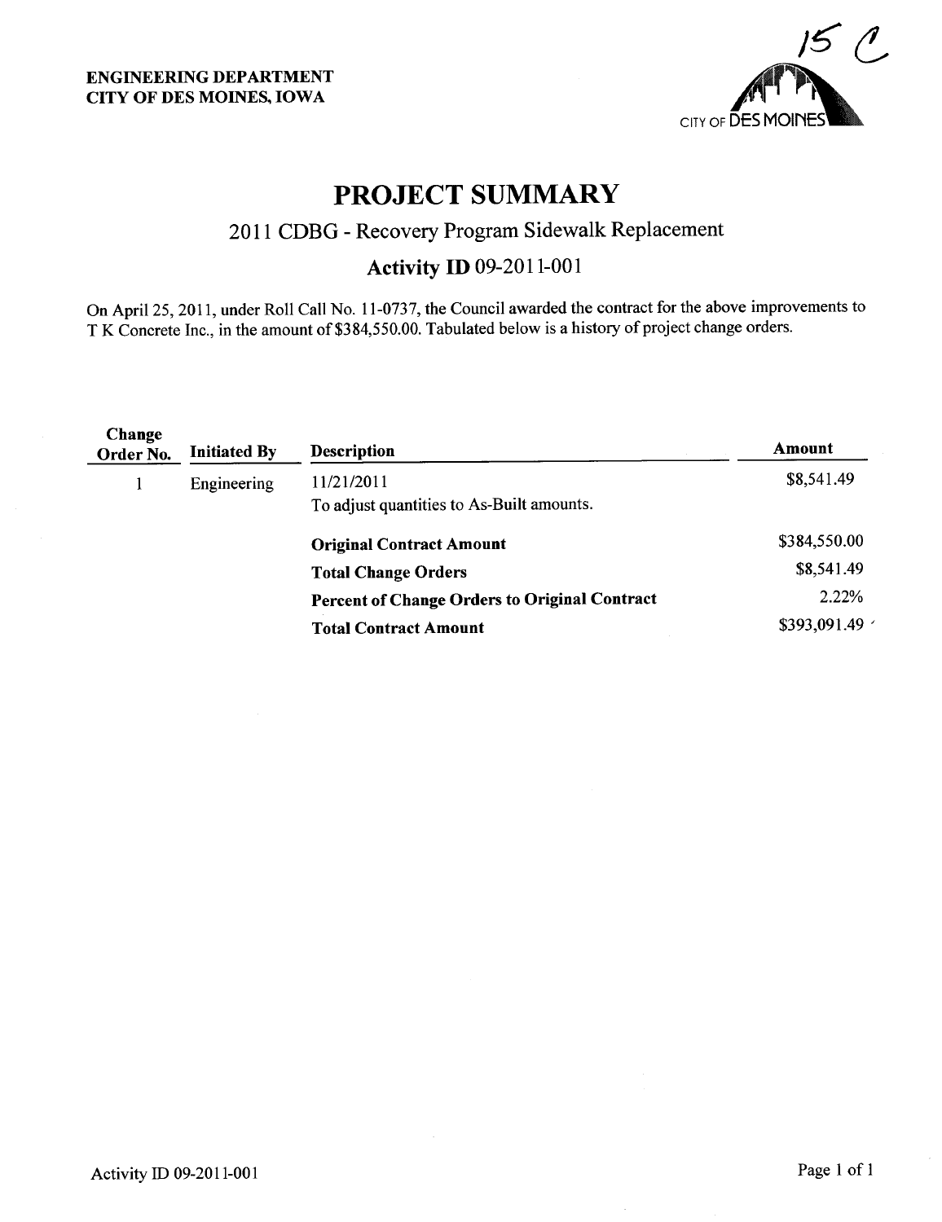ENGINEERING DEPARTMENT
CITY OF DES MOINES, IOWA

15 C

CITY OF DES MOINES

# PROJECT SUMMARY

## 2011 CDBG - Recovery Program Sidewalk Replacement

### Activity ID 09-2011-001

On April 25, 2011, under Roll Call No. 11-0737, the Council awarded the contract for the above improvements to T K Concrete Inc., in the amount of $384,550.00. Tabulated below is a history of project change orders.

| Change Order No. | Initiated By | Description | Amount |
|---|---|---|---|
| 1 | Engineering | 11/21/2011<br>To adjust quantities to As-Built amounts. | $8,541.49 |
| | | **Original Contract Amount** | $384,550.00 |
| | | **Total Change Orders** | $8,541.49 |
| | | **Percent of Change Orders to Original Contract** | 2.22% |
| | | **Total Contract Amount** | $393,091.49 |

Activity ID 09-2011-001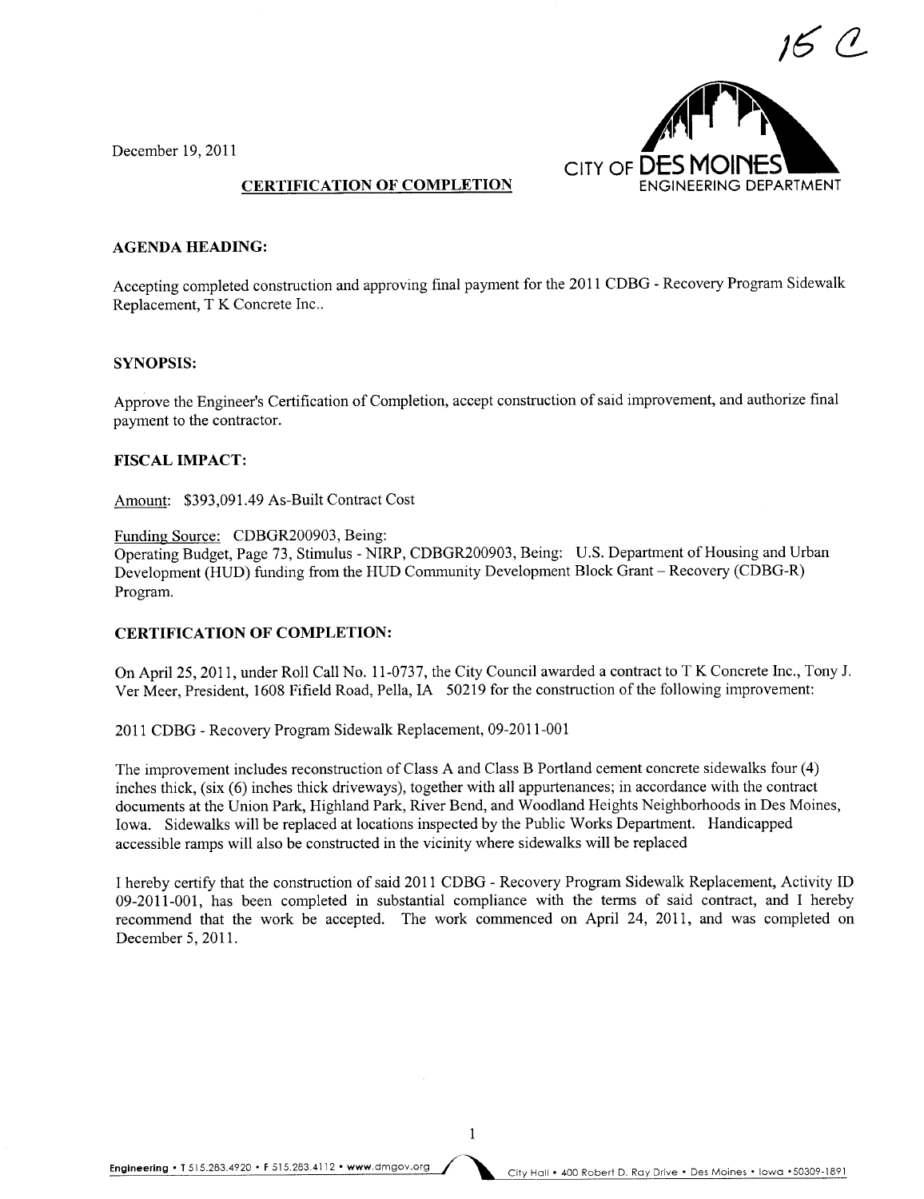15 C

December 19, 2011

CITY OF DES MOINES
ENGINEERING DEPARTMENT

**CERTIFICATION OF COMPLETION**

**AGENDA HEADING:**

Accepting completed construction and approving final payment for the 2011 CDBG - Recovery Program Sidewalk Replacement, T K Concrete Inc..

**SYNOPSIS:**

Approve the Engineer's Certification of Completion, accept construction of said improvement, and authorize final payment to the contractor.

**FISCAL IMPACT:**

Amount: $393,091.49 As-Built Contract Cost

Funding Source: CDBGR200903, Being:
Operating Budget, Page 73, Stimulus - NIRP, CDBGR200903, Being: U.S. Department of Housing and Urban Development (HUD) funding from the HUD Community Development Block Grant – Recovery (CDBG-R) Program.

**CERTIFICATION OF COMPLETION:**

On April 25, 2011, under Roll Call No. 11-0737, the City Council awarded a contract to T K Concrete Inc., Tony J. Ver Meer, President, 1608 Fifield Road, Pella, IA 50219 for the construction of the following improvement:

2011 CDBG - Recovery Program Sidewalk Replacement, 09-2011-001

The improvement includes reconstruction of Class A and Class B Portland cement concrete sidewalks four (4) inches thick, (six (6) inches thick driveways), together with all appurtenances; in accordance with the contract documents at the Union Park, Highland Park, River Bend, and Woodland Heights Neighborhoods in Des Moines, Iowa. Sidewalks will be replaced at locations inspected by the Public Works Department. Handicapped accessible ramps will also be constructed in the vicinity where sidewalks will be replaced

I hereby certify that the construction of said 2011 CDBG - Recovery Program Sidewalk Replacement, Activity ID 09-2011-001, has been completed in substantial compliance with the terms of said contract, and I hereby recommend that the work be accepted. The work commenced on April 24, 2011, and was completed on December 5, 2011.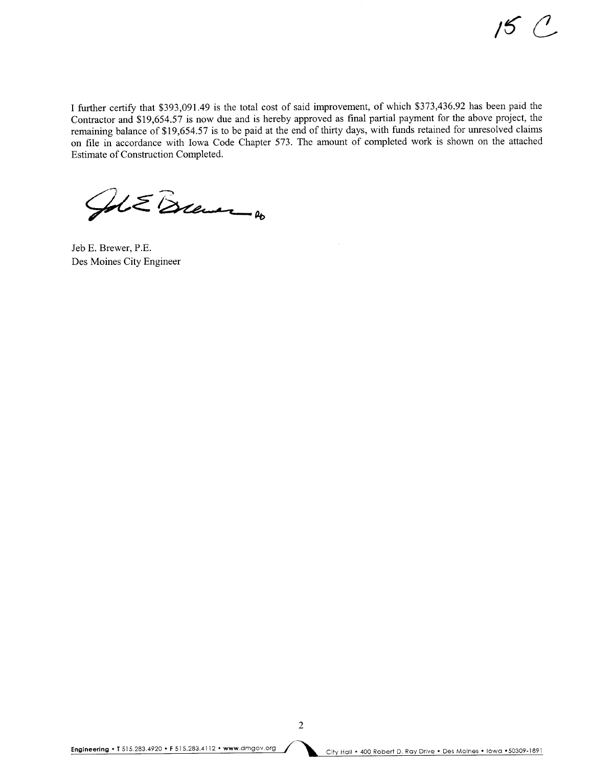15 C

I further certify that $393,091.49 is the total cost of said improvement, of which $373,436.92 has been paid the Contractor and $19,654.57 is now due and is hereby approved as final partial payment for the above project, the remaining balance of $19,654.57 is to be paid at the end of thirty days, with funds retained for unresolved claims on file in accordance with Iowa Code Chapter 573. The amount of completed work is shown on the attached Estimate of Construction Completed.

Jeb E. Brewer, P.E.
Des Moines City Engineer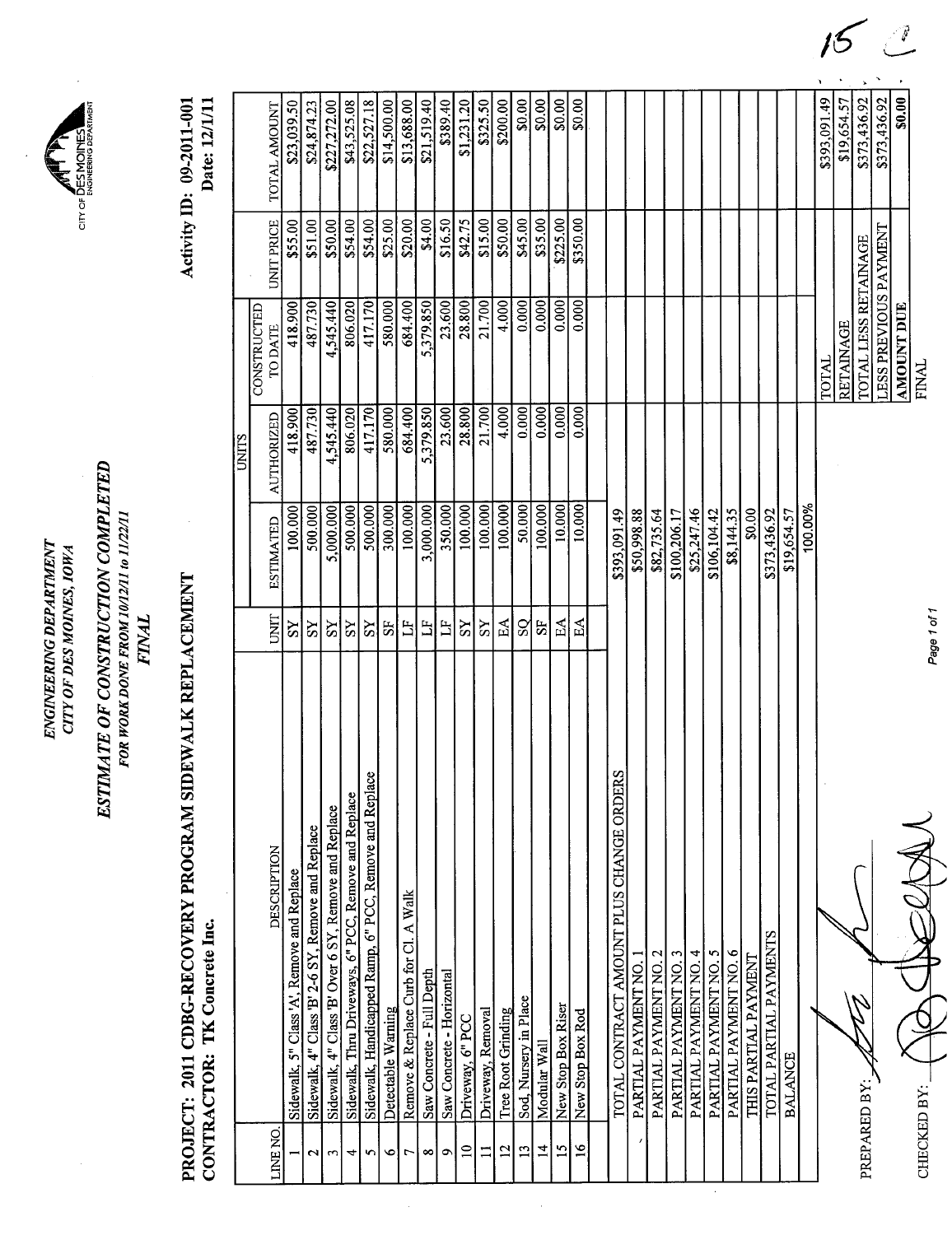ENGINEERING DEPARTMENT
CITY OF DES MOINES, IOWA

CITY OF DES MOINES ENGINEERING DEPARTMENT

15

# ESTIMATE OF CONSTRUCTION COMPLETED

FOR WORK DONE FROM 10/12/11 to 11/22/11

FINAL

**PROJECT: 2011 CDBG-RECOVERY PROGRAM SIDEWALK REPLACEMENT**

**CONTRACTOR: TK Concrete Inc.**

**Activity ID: 09-2011-001**

**Date: 12/1/11**

| LINE NO. | DESCRIPTION | UNIT | UNITS ESTIMATED | UNITS AUTHORIZED | UNITS CONSTRUCTED TO DATE | UNIT PRICE | TOTAL AMOUNT |
|---|---|---|---|---|---|---|---|
| 1 | Sidewalk, 5" Class 'A', Remove and Replace | SY | 100.000 | 418.900 | 418.900 | $55.00 | $23,039.50 |
| 2 | Sidewalk, 4" Class 'B' 2-6 SY, Remove and Replace | SY | 500.000 | 487.730 | 487.730 | $51.00 | $24,874.23 |
| 3 | Sidewalk, 4" Class 'B' Over 6 SY, Remove and Replace | SY | 5,000.000 | 4,545.440 | 4,545.440 | $50.00 | $227,272.00 |
| 4 | Sidewalk, Thru Driveways, 6" PCC, Remove and Replace | SY | 500.000 | 806.020 | 806.020 | $54.00 | $43,525.08 |
| 5 | Sidewalk, Handicapped Ramp, 6" PCC, Remove and Replace | SY | 500.000 | 417.170 | 417.170 | $54.00 | $22,527.18 |
| 6 | Detectable Warning | SF | 300.000 | 580.000 | 580.000 | $25.00 | $14,500.00 |
| 7 | Remove & Replace Curb for Cl. A Walk | LF | 100.000 | 684.400 | 684.400 | $20.00 | $13,688.00 |
| 8 | Saw Concrete - Full Depth | LF | 3,000.000 | 5,379.850 | 5,379.850 | $4.00 | $21,519.40 |
| 9 | Saw Concrete - Horizontal | LF | 350.000 | 23.600 | 23.600 | $16.50 | $389.40 |
| 10 | Driveway, 6" PCC | SY | 100.000 | 28.800 | 28.800 | $42.75 | $1,231.20 |
| 11 | Driveway, Removal | SY | 100.000 | 21.700 | 21.700 | $15.00 | $325.50 |
| 12 | Tree Root Grinding | EA | 100.000 | 4.000 | 4.000 | $50.00 | $200.00 |
| 13 | Sod, Nursery in Place | SQ | 50.000 | 0.000 | 0.000 | $45.00 | $0.00 |
| 14 | Modular Wall | SF | 100.000 | 0.000 | 0.000 | $35.00 | $0.00 |
| 15 | New Stop Box Riser | EA | 10.000 | 0.000 | 0.000 | $225.00 | $0.00 |
| 16 | New Stop Box Rod | EA | 10.000 | 0.000 | 0.000 | $350.00 | $0.00 |

| | |
|---|---|
| TOTAL CONTRACT AMOUNT PLUS CHANGE ORDERS | $393,091.49 |
| PARTIAL PAYMENT NO. 1 | $50,998.88 |
| PARTIAL PAYMENT NO. 2 | $82,735.64 |
| PARTIAL PAYMENT NO. 3 | $100,206.17 |
| PARTIAL PAYMENT NO. 4 | $25,247.46 |
| PARTIAL PAYMENT NO. 5 | $106,104.42 |
| PARTIAL PAYMENT NO. 6 | $8,144.35 |
| THIS PARTIAL PAYMENT | $0.00 |
| TOTAL PARTIAL PAYMENTS | $373,436.92 |
| BALANCE | $19,654.57 |
| | 100.00% |

| | |
|---|---|
| TOTAL | $393,091.49 |
| RETAINAGE | $19,654.57 |
| TOTAL LESS RETAINAGE | $373,436.92 |
| LESS PREVIOUS PAYMENT | $373,436.92 |
| **AMOUNT DUE** | **$0.00** |

FINAL

PREPARED BY: ____________

CHECKED BY: ____________